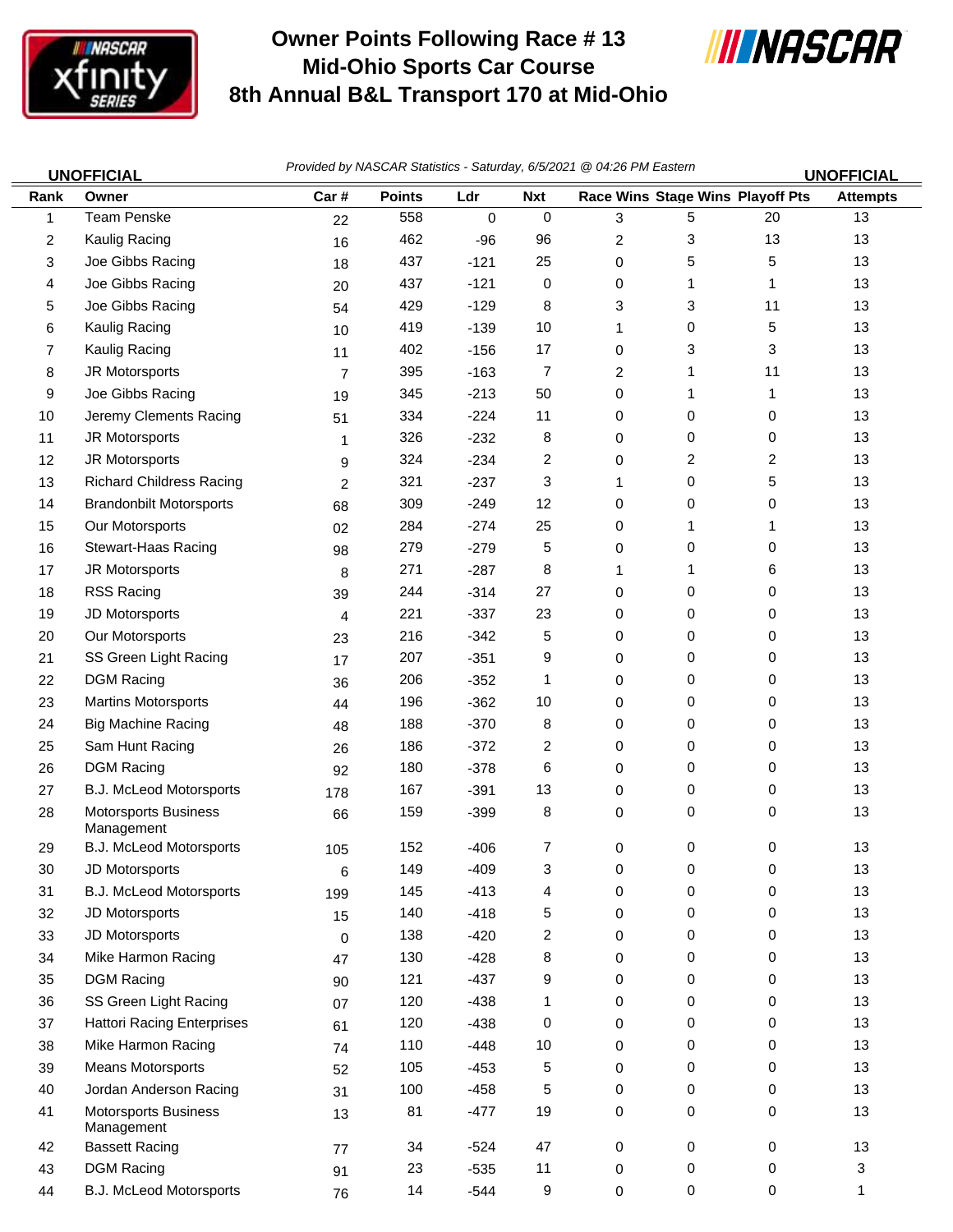# Owner Points Following Race # 13
## Mid-Ohio Sports Car Course
## 8th Annual B&L Transport 170 at Mid-Ohio

**UNOFFICIAL** *Provided by NASCAR Statistics - Saturday, 6/5/2021 @ 04:26 PM Eastern* **UNOFFICIAL**

| Rank | Owner | Car # | Points | Ldr | Nxt | Race Wins | Stage Wins | Playoff Pts | Attempts |
|---|---|---|---|---|---|---|---|---|---|
| 1 | Team Penske | 22 | 558 | 0 | 0 | 3 | 5 | 20 | 13 |
| 2 | Kaulig Racing | 16 | 462 | -96 | 96 | 2 | 3 | 13 | 13 |
| 3 | Joe Gibbs Racing | 18 | 437 | -121 | 25 | 0 | 5 | 5 | 13 |
| 4 | Joe Gibbs Racing | 20 | 437 | -121 | 0 | 0 | 1 | 1 | 13 |
| 5 | Joe Gibbs Racing | 54 | 429 | -129 | 8 | 3 | 3 | 11 | 13 |
| 6 | Kaulig Racing | 10 | 419 | -139 | 10 | 1 | 0 | 5 | 13 |
| 7 | Kaulig Racing | 11 | 402 | -156 | 17 | 0 | 3 | 3 | 13 |
| 8 | JR Motorsports | 7 | 395 | -163 | 7 | 2 | 1 | 11 | 13 |
| 9 | Joe Gibbs Racing | 19 | 345 | -213 | 50 | 0 | 1 | 1 | 13 |
| 10 | Jeremy Clements Racing | 51 | 334 | -224 | 11 | 0 | 0 | 0 | 13 |
| 11 | JR Motorsports | 1 | 326 | -232 | 8 | 0 | 0 | 0 | 13 |
| 12 | JR Motorsports | 9 | 324 | -234 | 2 | 0 | 2 | 2 | 13 |
| 13 | Richard Childress Racing | 2 | 321 | -237 | 3 | 1 | 0 | 5 | 13 |
| 14 | Brandonbilt Motorsports | 68 | 309 | -249 | 12 | 0 | 0 | 0 | 13 |
| 15 | Our Motorsports | 02 | 284 | -274 | 25 | 0 | 1 | 1 | 13 |
| 16 | Stewart-Haas Racing | 98 | 279 | -279 | 5 | 0 | 0 | 0 | 13 |
| 17 | JR Motorsports | 8 | 271 | -287 | 8 | 1 | 1 | 6 | 13 |
| 18 | RSS Racing | 39 | 244 | -314 | 27 | 0 | 0 | 0 | 13 |
| 19 | JD Motorsports | 4 | 221 | -337 | 23 | 0 | 0 | 0 | 13 |
| 20 | Our Motorsports | 23 | 216 | -342 | 5 | 0 | 0 | 0 | 13 |
| 21 | SS Green Light Racing | 17 | 207 | -351 | 9 | 0 | 0 | 0 | 13 |
| 22 | DGM Racing | 36 | 206 | -352 | 1 | 0 | 0 | 0 | 13 |
| 23 | Martins Motorsports | 44 | 196 | -362 | 10 | 0 | 0 | 0 | 13 |
| 24 | Big Machine Racing | 48 | 188 | -370 | 8 | 0 | 0 | 0 | 13 |
| 25 | Sam Hunt Racing | 26 | 186 | -372 | 2 | 0 | 0 | 0 | 13 |
| 26 | DGM Racing | 92 | 180 | -378 | 6 | 0 | 0 | 0 | 13 |
| 27 | B.J. McLeod Motorsports | 178 | 167 | -391 | 13 | 0 | 0 | 0 | 13 |
| 28 | Motorsports Business Management | 66 | 159 | -399 | 8 | 0 | 0 | 0 | 13 |
| 29 | B.J. McLeod Motorsports | 105 | 152 | -406 | 7 | 0 | 0 | 0 | 13 |
| 30 | JD Motorsports | 6 | 149 | -409 | 3 | 0 | 0 | 0 | 13 |
| 31 | B.J. McLeod Motorsports | 199 | 145 | -413 | 4 | 0 | 0 | 0 | 13 |
| 32 | JD Motorsports | 15 | 140 | -418 | 5 | 0 | 0 | 0 | 13 |
| 33 | JD Motorsports | 0 | 138 | -420 | 2 | 0 | 0 | 0 | 13 |
| 34 | Mike Harmon Racing | 47 | 130 | -428 | 8 | 0 | 0 | 0 | 13 |
| 35 | DGM Racing | 90 | 121 | -437 | 9 | 0 | 0 | 0 | 13 |
| 36 | SS Green Light Racing | 07 | 120 | -438 | 1 | 0 | 0 | 0 | 13 |
| 37 | Hattori Racing Enterprises | 61 | 120 | -438 | 0 | 0 | 0 | 0 | 13 |
| 38 | Mike Harmon Racing | 74 | 110 | -448 | 10 | 0 | 0 | 0 | 13 |
| 39 | Means Motorsports | 52 | 105 | -453 | 5 | 0 | 0 | 0 | 13 |
| 40 | Jordan Anderson Racing | 31 | 100 | -458 | 5 | 0 | 0 | 0 | 13 |
| 41 | Motorsports Business Management | 13 | 81 | -477 | 19 | 0 | 0 | 0 | 13 |
| 42 | Bassett Racing | 77 | 34 | -524 | 47 | 0 | 0 | 0 | 13 |
| 43 | DGM Racing | 91 | 23 | -535 | 11 | 0 | 0 | 0 | 3 |
| 44 | B.J. McLeod Motorsports | 76 | 14 | -544 | 9 | 0 | 0 | 0 | 1 |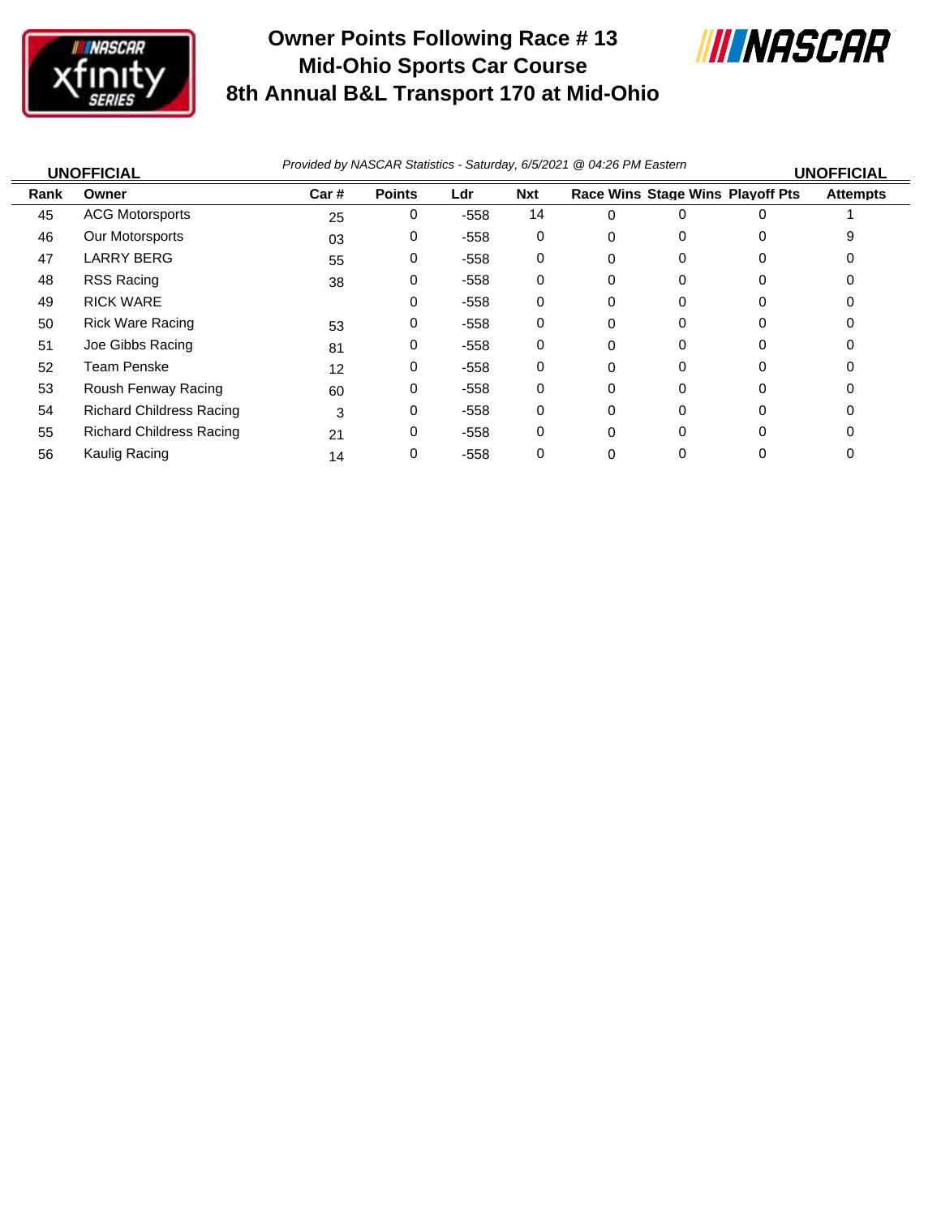# Owner Points Following Race # 13
# Mid-Ohio Sports Car Course
# 8th Annual B&L Transport 170 at Mid-Ohio

**UNOFFICIAL** *Provided by NASCAR Statistics - Saturday, 6/5/2021 @ 04:26 PM Eastern* **UNOFFICIAL**

| Rank | Owner | Car # | Points | Ldr | Nxt | Race Wins | Stage Wins | Playoff Pts | Attempts |
|---|---|---|---|---|---|---|---|---|---|
| 45 | ACG Motorsports | 25 | 0 | -558 | 14 | 0 | 0 | 0 | 1 |
| 46 | Our Motorsports | 03 | 0 | -558 | 0 | 0 | 0 | 0 | 9 |
| 47 | LARRY BERG | 55 | 0 | -558 | 0 | 0 | 0 | 0 | 0 |
| 48 | RSS Racing | 38 | 0 | -558 | 0 | 0 | 0 | 0 | 0 |
| 49 | RICK WARE | | 0 | -558 | 0 | 0 | 0 | 0 | 0 |
| 50 | Rick Ware Racing | 53 | 0 | -558 | 0 | 0 | 0 | 0 | 0 |
| 51 | Joe Gibbs Racing | 81 | 0 | -558 | 0 | 0 | 0 | 0 | 0 |
| 52 | Team Penske | 12 | 0 | -558 | 0 | 0 | 0 | 0 | 0 |
| 53 | Roush Fenway Racing | 60 | 0 | -558 | 0 | 0 | 0 | 0 | 0 |
| 54 | Richard Childress Racing | 3 | 0 | -558 | 0 | 0 | 0 | 0 | 0 |
| 55 | Richard Childress Racing | 21 | 0 | -558 | 0 | 0 | 0 | 0 | 0 |
| 56 | Kaulig Racing | 14 | 0 | -558 | 0 | 0 | 0 | 0 | 0 |